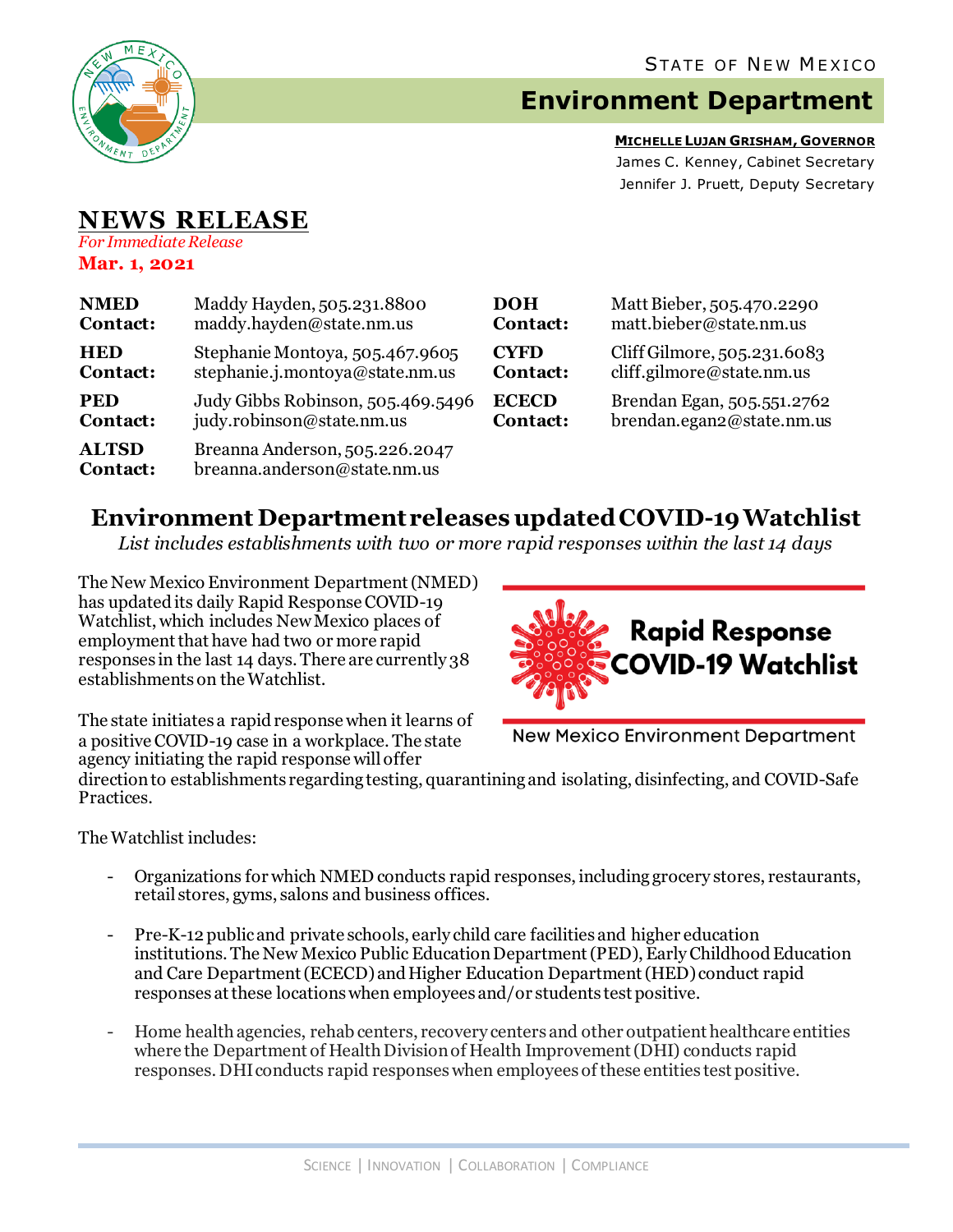State of New Mexico

# Environment Department

**MICHELLE LUJAN GRISHAM, GOVERNOR**
James C. Kenney, Cabinet Secretary
Jennifer J. Pruett, Deputy Secretary

## NEWS RELEASE

*For Immediate Release*
**Mar. 1, 2021**

| | | | |
|---|---|---|---|
| **NMED Contact:** | Maddy Hayden, 505.231.8800 maddy.hayden@state.nm.us | **DOH Contact:** | Matt Bieber, 505.470.2290 matt.bieber@state.nm.us |
| **HED Contact:** | Stephanie Montoya, 505.467.9605 stephanie.j.montoya@state.nm.us | **CYFD Contact:** | Cliff Gilmore, 505.231.6083 cliff.gilmore@state.nm.us |
| **PED Contact:** | Judy Gibbs Robinson, 505.469.5496 judy.robinson@state.nm.us | **ECECD Contact:** | Brendan Egan, 505.551.2762 brendan.egan2@state.nm.us |
| **ALTSD Contact:** | Breanna Anderson, 505.226.2047 breanna.anderson@state.nm.us | | |

## Environment Department releases updated COVID-19 Watchlist

*List includes establishments with two or more rapid responses within the last 14 days*

The New Mexico Environment Department (NMED) has updated its daily Rapid Response COVID-19 Watchlist, which includes New Mexico places of employment that have had two or more rapid responses in the last 14 days. There are currently 38 establishments on the Watchlist.

Rapid Response COVID-19 Watchlist

New Mexico Environment Department

The state initiates a rapid response when it learns of a positive COVID-19 case in a workplace. The state agency initiating the rapid response will offer direction to establishments regarding testing, quarantining and isolating, disinfecting, and COVID-Safe Practices.

The Watchlist includes:

- Organizations for which NMED conducts rapid responses, including grocery stores, restaurants, retail stores, gyms, salons and business offices.
- Pre-K-12 public and private schools, early child care facilities and higher education institutions. The New Mexico Public Education Department (PED), Early Childhood Education and Care Department (ECECD) and Higher Education Department (HED) conduct rapid responses at these locations when employees and/or students test positive.
- Home health agencies, rehab centers, recovery centers and other outpatient healthcare entities where the Department of Health Division of Health Improvement (DHI) conducts rapid responses. DHI conducts rapid responses when employees of these entities test positive.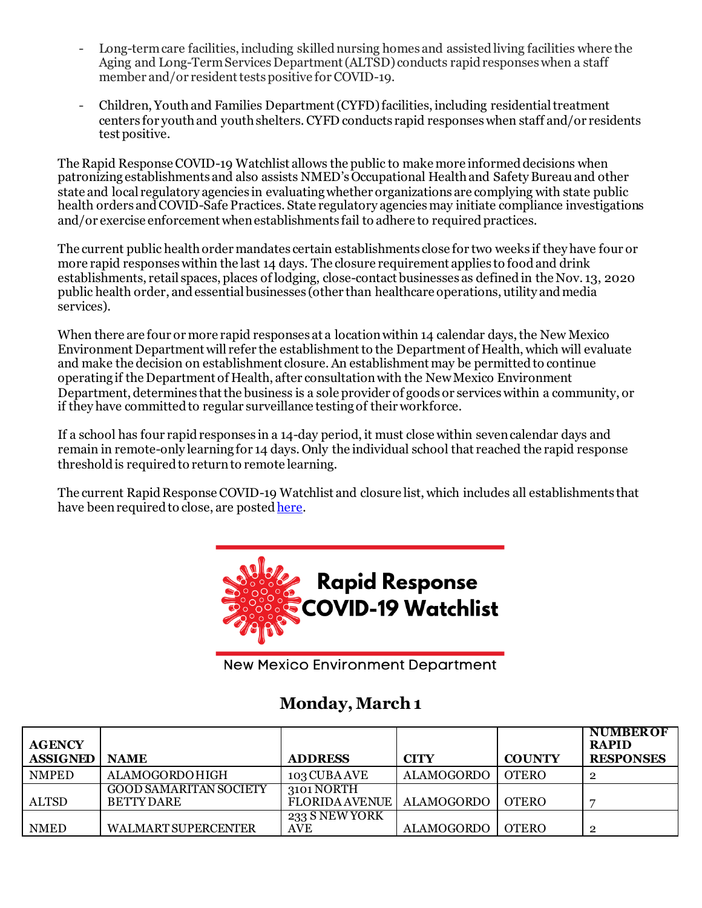- Long-term care facilities, including skilled nursing homes and assisted living facilities where the Aging and Long-Term Services Department (ALTSD) conducts rapid responses when a staff member and/or resident tests positive for COVID-19.

- Children, Youth and Families Department (CYFD) facilities, including residential treatment centers for youth and youth shelters. CYFD conducts rapid responses when staff and/or residents test positive.

The Rapid Response COVID-19 Watchlist allows the public to make more informed decisions when patronizing establishments and also assists NMED's Occupational Health and Safety Bureau and other state and local regulatory agencies in evaluating whether organizations are complying with state public health orders and COVID-Safe Practices. State regulatory agencies may initiate compliance investigations and/or exercise enforcement when establishments fail to adhere to required practices.

The current public health order mandates certain establishments close for two weeks if they have four or more rapid responses within the last 14 days. The closure requirement applies to food and drink establishments, retail spaces, places of lodging, close-contact businesses as defined in the Nov. 13, 2020 public health order, and essential businesses (other than healthcare operations, utility and media services).

When there are four or more rapid responses at a location within 14 calendar days, the New Mexico Environment Department will refer the establishment to the Department of Health, which will evaluate and make the decision on establishment closure. An establishment may be permitted to continue operating if the Department of Health, after consultation with the New Mexico Environment Department, determines that the business is a sole provider of goods or services within a community, or if they have committed to regular surveillance testing of their workforce.

If a school has four rapid responses in a 14-day period, it must close within seven calendar days and remain in remote-only learning for 14 days. Only the individual school that reached the rapid response threshold is required to return to remote learning.

The current Rapid Response COVID-19 Watchlist and closure list, which includes all establishments that have been required to close, are posted here.

**Rapid Response COVID-19 Watchlist**

New Mexico Environment Department

## Monday, March 1

| AGENCY ASSIGNED | NAME | ADDRESS | CITY | COUNTY | NUMBER OF RAPID RESPONSES |
|---|---|---|---|---|---|
| NMPED | ALAMOGORDO HIGH | 103 CUBA AVE | ALAMOGORDO | OTERO | 2 |
| ALTSD | GOOD SAMARITAN SOCIETY BETTY DARE | 3101 NORTH FLORIDA AVENUE | ALAMOGORDO | OTERO | 7 |
| NMED | WALMART SUPERCENTER | 233 S NEW YORK AVE | ALAMOGORDO | OTERO | 2 |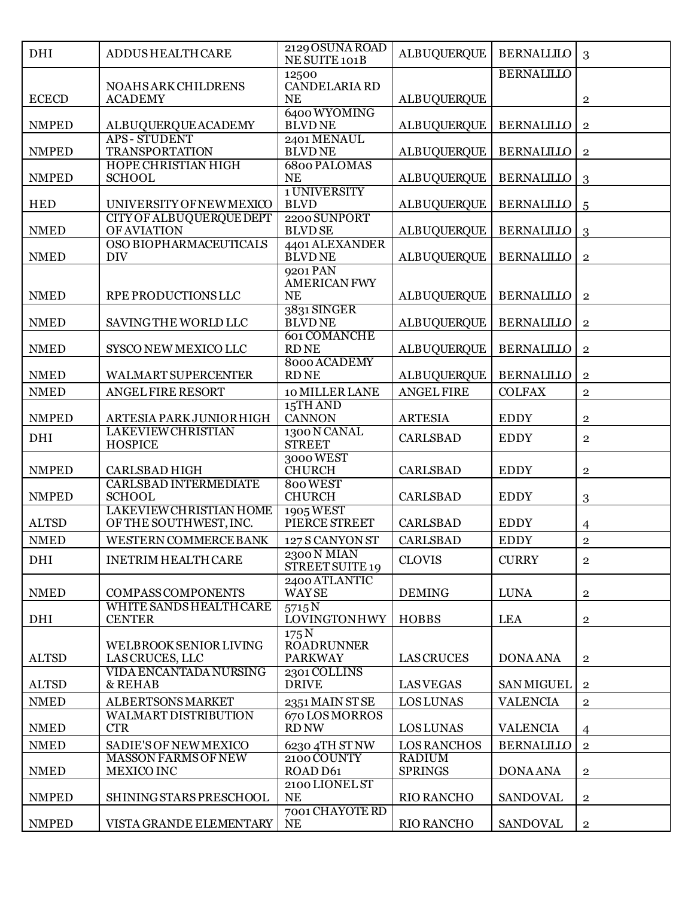| DHI | ADDUS HEALTH CARE | 2129 OSUNA ROAD NE SUITE 101B | ALBUQUERQUE | BERNALLILO | 3 |
|---|---|---|---|---|---|
| ECECD | NOAHS ARK CHILDRENS ACADEMY | 12500 CANDELARIA RD NE | ALBUQUERQUE | BERNALILLO | 2 |
| NMPED | ALBUQUERQUE ACADEMY | 6400 WYOMING BLVD NE | ALBUQUERQUE | BERNALILLO | 2 |
| NMPED | APS - STUDENT TRANSPORTATION | 2401 MENAUL BLVD NE | ALBUQUERQUE | BERNALILLO | 2 |
| NMPED | HOPE CHRISTIAN HIGH SCHOOL | 6800 PALOMAS NE | ALBUQUERQUE | BERNALILLO | 3 |
| HED | UNIVERSITY OF NEW MEXICO | 1 UNIVERSITY BLVD | ALBUQUERQUE | BERNALILLO | 5 |
| NMED | CITY OF ALBUQUERQUE DEPT OF AVIATION | 2200 SUNPORT BLVD SE | ALBUQUERQUE | BERNALILLO | 3 |
| NMED | OSO BIOPHARMACEUTICALS DIV | 4401 ALEXANDER BLVD NE | ALBUQUERQUE | BERNALILLO | 2 |
| NMED | RPE PRODUCTIONS LLC | 9201 PAN AMERICAN FWY NE | ALBUQUERQUE | BERNALILLO | 2 |
| NMED | SAVING THE WORLD LLC | 3831 SINGER BLVD NE | ALBUQUERQUE | BERNALILLO | 2 |
| NMED | SYSCO NEW MEXICO LLC | 601 COMANCHE RD NE | ALBUQUERQUE | BERNALILLO | 2 |
| NMED | WALMART SUPERCENTER | 8000 ACADEMY RD NE | ALBUQUERQUE | BERNALILLO | 2 |
| NMED | ANGEL FIRE RESORT | 10 MILLER LANE | ANGEL FIRE | COLFAX | 2 |
| NMPED | ARTESIA PARK JUNIOR HIGH | 15TH AND CANNON | ARTESIA | EDDY | 2 |
| DHI | LAKEVIEW CHRISTIAN HOSPICE | 1300 N CANAL STREET | CARLSBAD | EDDY | 2 |
| NMPED | CARLSBAD HIGH | 3000 WEST CHURCH | CARLSBAD | EDDY | 2 |
| NMPED | CARLSBAD INTERMEDIATE SCHOOL | 800 WEST CHURCH | CARLSBAD | EDDY | 3 |
| ALTSD | LAKEVIEW CHRISTIAN HOME OF THE SOUTHWEST, INC. | 1905 WEST PIERCE STREET | CARLSBAD | EDDY | 4 |
| NMED | WESTERN COMMERCE BANK | 127 S CANYON ST | CARLSBAD | EDDY | 2 |
| DHI | INETRIM HEALTH CARE | 2300 N MIAN STREET SUITE 19 | CLOVIS | CURRY | 2 |
| NMED | COMPASS COMPONENTS | 2400 ATLANTIC WAY SE | DEMING | LUNA | 2 |
| DHI | WHITE SANDS HEALTH CARE CENTER | 5715 N LOVINGTON HWY | HOBBS | LEA | 2 |
| ALTSD | WELBROOK SENIOR LIVING LAS CRUCES, LLC | 175 N ROADRUNNER PARKWAY | LAS CRUCES | DONA ANA | 2 |
| ALTSD | VIDA ENCANTADA NURSING & REHAB | 2301 COLLINS DRIVE | LAS VEGAS | SAN MIGUEL | 2 |
| NMED | ALBERTSONS MARKET | 2351 MAIN ST SE | LOS LUNAS | VALENCIA | 2 |
| NMED | WALMART DISTRIBUTION CTR | 670 LOS MORROS RD NW | LOS LUNAS | VALENCIA | 4 |
| NMED | SADIE'S OF NEW MEXICO | 6230 4TH ST NW | LOS RANCHOS | BERNALILLO | 2 |
| NMED | MASSON FARMS OF NEW MEXICO INC | 2100 COUNTY ROAD D61 | RADIUM SPRINGS | DONA ANA | 2 |
| NMPED | SHINING STARS PRESCHOOL | 2100 LIONEL ST NE | RIO RANCHO | SANDOVAL | 2 |
| NMPED | VISTA GRANDE ELEMENTARY | 7001 CHAYOTE RD NE | RIO RANCHO | SANDOVAL | 2 |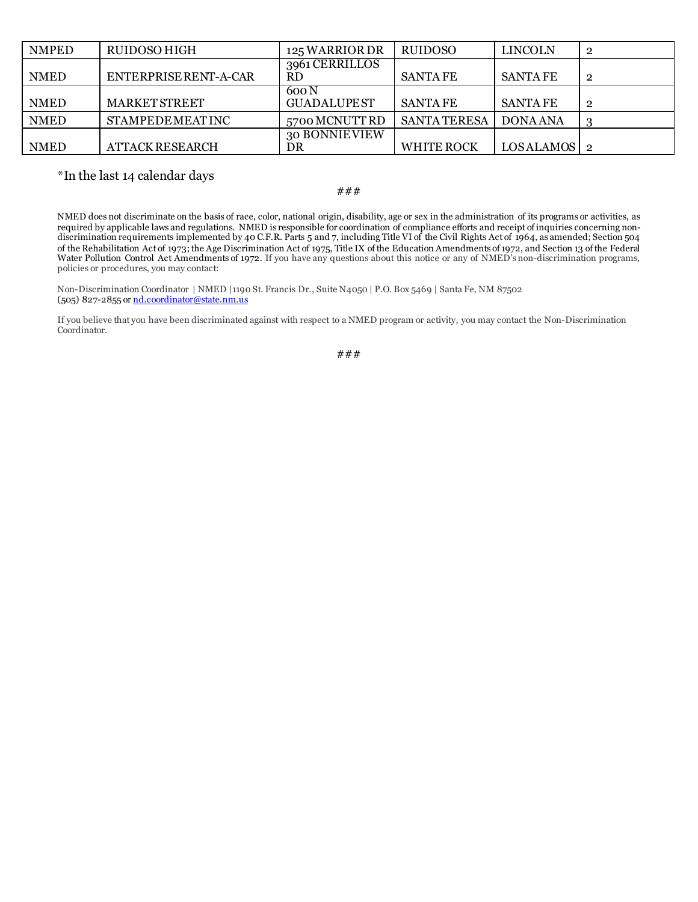| | | | | | |
|---|---|---|---|---|---|
| NMPED | RUIDOSO HIGH | 125 WARRIOR DR | RUIDOSO | LINCOLN | 2 |
| NMED | ENTERPRISE RENT-A-CAR | 3961 CERRILLOS RD | SANTA FE | SANTA FE | 2 |
| NMED | MARKET STREET | 600 N GUADALUPE ST | SANTA FE | SANTA FE | 2 |
| NMED | STAMPEDE MEAT INC | 5700 MCNUTT RD | SANTA TERESA | DONA ANA | 3 |
| NMED | ATTACK RESEARCH | 30 BONNIEVIEW DR | WHITE ROCK | LOS ALAMOS | 2 |

*In the last 14 calendar days

###

NMED does not discriminate on the basis of race, color, national origin, disability, age or sex in the administration of its programs or activities, as required by applicable laws and regulations. NMED is responsible for coordination of compliance efforts and receipt of inquiries concerning non-discrimination requirements implemented by 40 C.F.R. Parts 5 and 7, including Title VI of the Civil Rights Act of 1964, as amended; Section 504 of the Rehabilitation Act of 1973; the Age Discrimination Act of 1975, Title IX of the Education Amendments of 1972, and Section 13 of the Federal Water Pollution Control Act Amendments of 1972. If you have any questions about this notice or any of NMED's non-discrimination programs, policies or procedures, you may contact:

Non-Discrimination Coordinator | NMED |1190 St. Francis Dr., Suite N4050 | P.O. Box 5469 | Santa Fe, NM 87502
(505) 827-2855 or nd.coordinator@state.nm.us

If you believe that you have been discriminated against with respect to a NMED program or activity, you may contact the Non-Discrimination Coordinator.

###